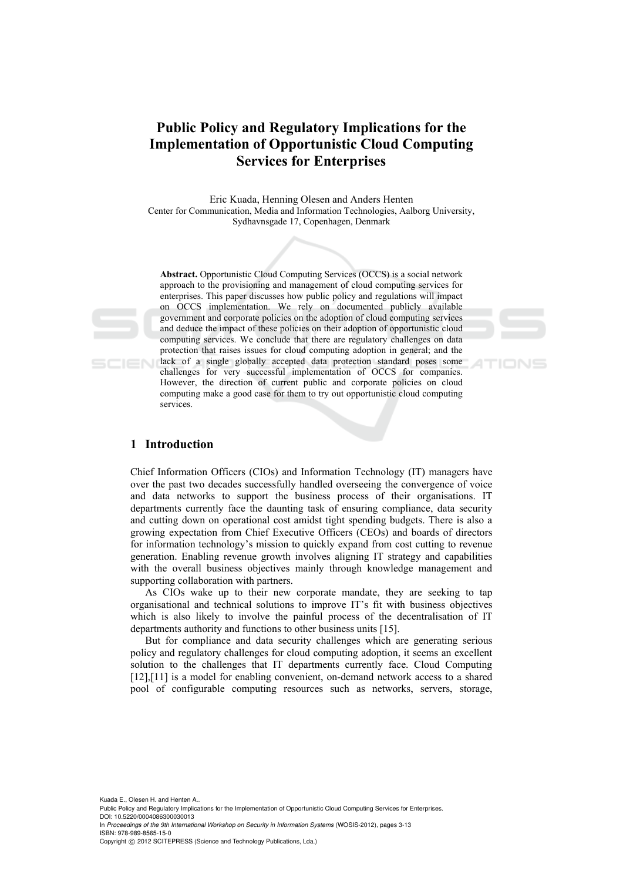# Public Policy and Regulatory Implications for the Implementation of Opportunistic Cloud Computing Services for Enterprises

Eric Kuada, Henning Olesen and Anders Henten

Center for Communication, Media and Information Technologies, Aalborg University, Sydhavnsgade 17, Copenhagen, Denmark

**Abstract.** Opportunistic Cloud Computing Services (OCCS) is a social network approach to the provisioning and management of cloud computing services for enterprises. This paper discusses how public policy and regulations will impact on OCCS implementation. We rely on documented publicly available government and corporate policies on the adoption of cloud computing services and deduce the impact of these policies on their adoption of opportunistic cloud computing services. We conclude that there are regulatory challenges on data protection that raises issues for cloud computing adoption in general; and the lack of a single globally accepted data protection standard poses some challenges for very successful implementation of OCCS for companies. However, the direction of current public and corporate policies on cloud computing make a good case for them to try out opportunistic cloud computing services.

## 1 Introduction

Chief Information Officers (CIOs) and Information Technology (IT) managers have over the past two decades successfully handled overseeing the convergence of voice and data networks to support the business process of their organisations. IT departments currently face the daunting task of ensuring compliance, data security and cutting down on operational cost amidst tight spending budgets. There is also a growing expectation from Chief Executive Officers (CEOs) and boards of directors for information technology's mission to quickly expand from cost cutting to revenue generation. Enabling revenue growth involves aligning IT strategy and capabilities with the overall business objectives mainly through knowledge management and supporting collaboration with partners.

As CIOs wake up to their new corporate mandate, they are seeking to tap organisational and technical solutions to improve IT's fit with business objectives which is also likely to involve the painful process of the decentralisation of IT departments authority and functions to other business units [15].

But for compliance and data security challenges which are generating serious policy and regulatory challenges for cloud computing adoption, it seems an excellent solution to the challenges that IT departments currently face. Cloud Computing [12],[11] is a model for enabling convenient, on-demand network access to a shared pool of configurable computing resources such as networks, servers, storage,

Kuada E., Olesen H. and Henten A..
Public Policy and Regulatory Implications for the Implementation of Opportunistic Cloud Computing Services for Enterprises.
DOI: 10.5220/0004086300030013
In *Proceedings of the 9th International Workshop on Security in Information Systems* (WOSIS-2012), pages 3-13
ISBN: 978-989-8565-15-0
Copyright © 2012 SCITEPRESS (Science and Technology Publications, Lda.)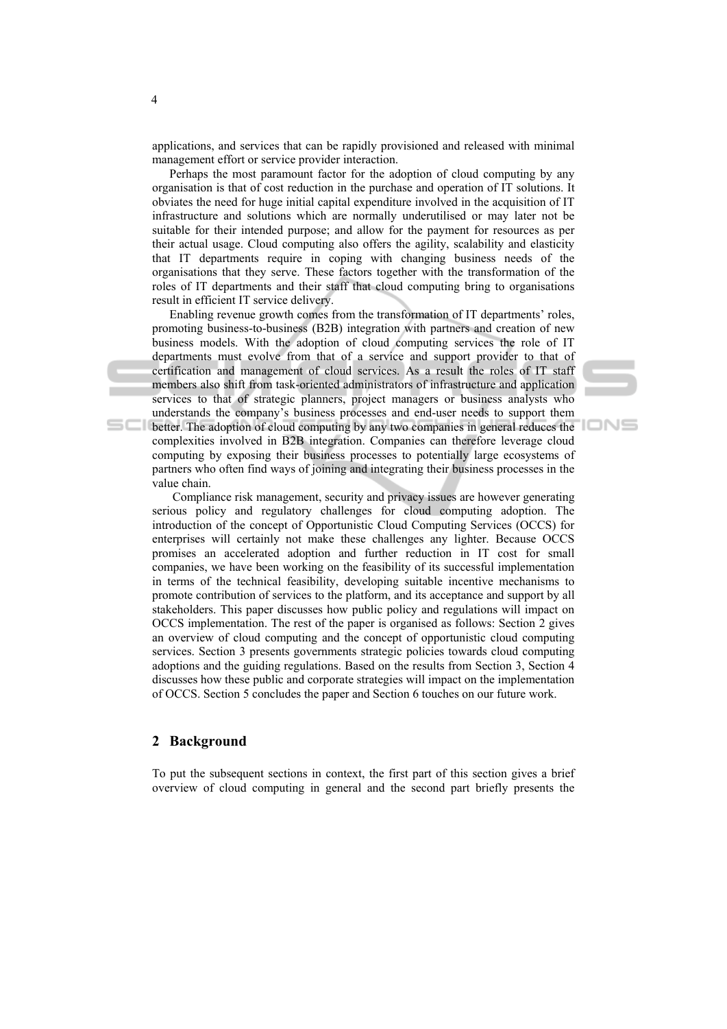applications, and services that can be rapidly provisioned and released with minimal management effort or service provider interaction.

Perhaps the most paramount factor for the adoption of cloud computing by any organisation is that of cost reduction in the purchase and operation of IT solutions. It obviates the need for huge initial capital expenditure involved in the acquisition of IT infrastructure and solutions which are normally underutilised or may later not be suitable for their intended purpose; and allow for the payment for resources as per their actual usage. Cloud computing also offers the agility, scalability and elasticity that IT departments require in coping with changing business needs of the organisations that they serve. These factors together with the transformation of the roles of IT departments and their staff that cloud computing bring to organisations result in efficient IT service delivery.

Enabling revenue growth comes from the transformation of IT departments' roles, promoting business-to-business (B2B) integration with partners and creation of new business models. With the adoption of cloud computing services the role of IT departments must evolve from that of a service and support provider to that of certification and management of cloud services. As a result the roles of IT staff members also shift from task-oriented administrators of infrastructure and application services to that of strategic planners, project managers or business analysts who understands the company's business processes and end-user needs to support them better. The adoption of cloud computing by any two companies in general reduces the complexities involved in B2B integration. Companies can therefore leverage cloud computing by exposing their business processes to potentially large ecosystems of partners who often find ways of joining and integrating their business processes in the value chain.

Compliance risk management, security and privacy issues are however generating serious policy and regulatory challenges for cloud computing adoption. The introduction of the concept of Opportunistic Cloud Computing Services (OCCS) for enterprises will certainly not make these challenges any lighter. Because OCCS promises an accelerated adoption and further reduction in IT cost for small companies, we have been working on the feasibility of its successful implementation in terms of the technical feasibility, developing suitable incentive mechanisms to promote contribution of services to the platform, and its acceptance and support by all stakeholders. This paper discusses how public policy and regulations will impact on OCCS implementation. The rest of the paper is organised as follows: Section 2 gives an overview of cloud computing and the concept of opportunistic cloud computing services. Section 3 presents governments strategic policies towards cloud computing adoptions and the guiding regulations. Based on the results from Section 3, Section 4 discusses how these public and corporate strategies will impact on the implementation of OCCS. Section 5 concludes the paper and Section 6 touches on our future work.

## 2 Background

To put the subsequent sections in context, the first part of this section gives a brief overview of cloud computing in general and the second part briefly presents the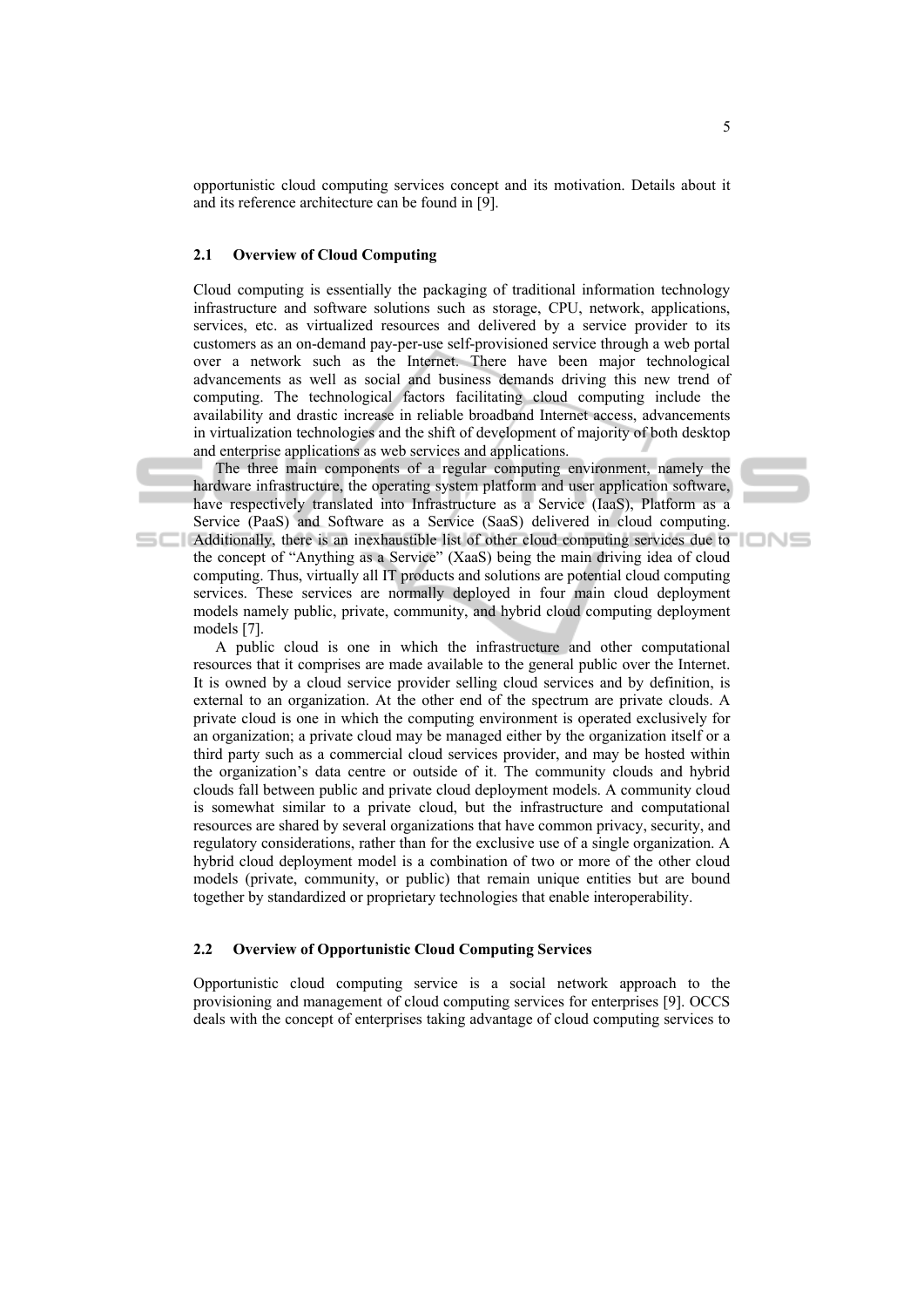opportunistic cloud computing services concept and its motivation. Details about it and its reference architecture can be found in [9].

### 2.1 Overview of Cloud Computing

Cloud computing is essentially the packaging of traditional information technology infrastructure and software solutions such as storage, CPU, network, applications, services, etc. as virtualized resources and delivered by a service provider to its customers as an on-demand pay-per-use self-provisioned service through a web portal over a network such as the Internet. There have been major technological advancements as well as social and business demands driving this new trend of computing. The technological factors facilitating cloud computing include the availability and drastic increase in reliable broadband Internet access, advancements in virtualization technologies and the shift of development of majority of both desktop and enterprise applications as web services and applications.

The three main components of a regular computing environment, namely the hardware infrastructure, the operating system platform and user application software, have respectively translated into Infrastructure as a Service (IaaS), Platform as a Service (PaaS) and Software as a Service (SaaS) delivered in cloud computing. Additionally, there is an inexhaustible list of other cloud computing services due to the concept of "Anything as a Service" (XaaS) being the main driving idea of cloud computing. Thus, virtually all IT products and solutions are potential cloud computing services. These services are normally deployed in four main cloud deployment models namely public, private, community, and hybrid cloud computing deployment models [7].

A public cloud is one in which the infrastructure and other computational resources that it comprises are made available to the general public over the Internet. It is owned by a cloud service provider selling cloud services and by definition, is external to an organization. At the other end of the spectrum are private clouds. A private cloud is one in which the computing environment is operated exclusively for an organization; a private cloud may be managed either by the organization itself or a third party such as a commercial cloud services provider, and may be hosted within the organization's data centre or outside of it. The community clouds and hybrid clouds fall between public and private cloud deployment models. A community cloud is somewhat similar to a private cloud, but the infrastructure and computational resources are shared by several organizations that have common privacy, security, and regulatory considerations, rather than for the exclusive use of a single organization. A hybrid cloud deployment model is a combination of two or more of the other cloud models (private, community, or public) that remain unique entities but are bound together by standardized or proprietary technologies that enable interoperability.

### 2.2 Overview of Opportunistic Cloud Computing Services

Opportunistic cloud computing service is a social network approach to the provisioning and management of cloud computing services for enterprises [9]. OCCS deals with the concept of enterprises taking advantage of cloud computing services to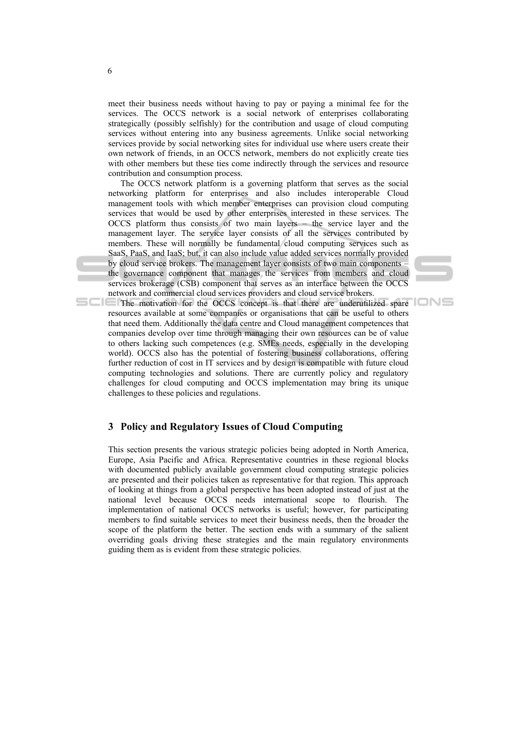meet their business needs without having to pay or paying a minimal fee for the services. The OCCS network is a social network of enterprises collaborating strategically (possibly selfishly) for the contribution and usage of cloud computing services without entering into any business agreements. Unlike social networking services provide by social networking sites for individual use where users create their own network of friends, in an OCCS network, members do not explicitly create ties with other members but these ties come indirectly through the services and resource contribution and consumption process.

The OCCS network platform is a governing platform that serves as the social networking platform for enterprises and also includes interoperable Cloud management tools with which member enterprises can provision cloud computing services that would be used by other enterprises interested in these services. The OCCS platform thus consists of two main layers – the service layer and the management layer. The service layer consists of all the services contributed by members. These will normally be fundamental cloud computing services such as SaaS, PaaS, and IaaS; but, it can also include value added services normally provided by cloud service brokers. The management layer consists of two main components – the governance component that manages the services from members and cloud services brokerage (CSB) component that serves as an interface between the OCCS network and commercial cloud services providers and cloud service brokers.

The motivation for the OCCS concept is that there are underutilized spare resources available at some companies or organisations that can be useful to others that need them. Additionally the data centre and Cloud management competences that companies develop over time through managing their own resources can be of value to others lacking such competences (e.g. SMEs needs, especially in the developing world). OCCS also has the potential of fostering business collaborations, offering further reduction of cost in IT services and by design is compatible with future cloud computing technologies and solutions. There are currently policy and regulatory challenges for cloud computing and OCCS implementation may bring its unique challenges to these policies and regulations.

## 3 Policy and Regulatory Issues of Cloud Computing

This section presents the various strategic policies being adopted in North America, Europe, Asia Pacific and Africa. Representative countries in these regional blocks with documented publicly available government cloud computing strategic policies are presented and their policies taken as representative for that region. This approach of looking at things from a global perspective has been adopted instead of just at the national level because OCCS needs international scope to flourish. The implementation of national OCCS networks is useful; however, for participating members to find suitable services to meet their business needs, then the broader the scope of the platform the better. The section ends with a summary of the salient overriding goals driving these strategies and the main regulatory environments guiding them as is evident from these strategic policies.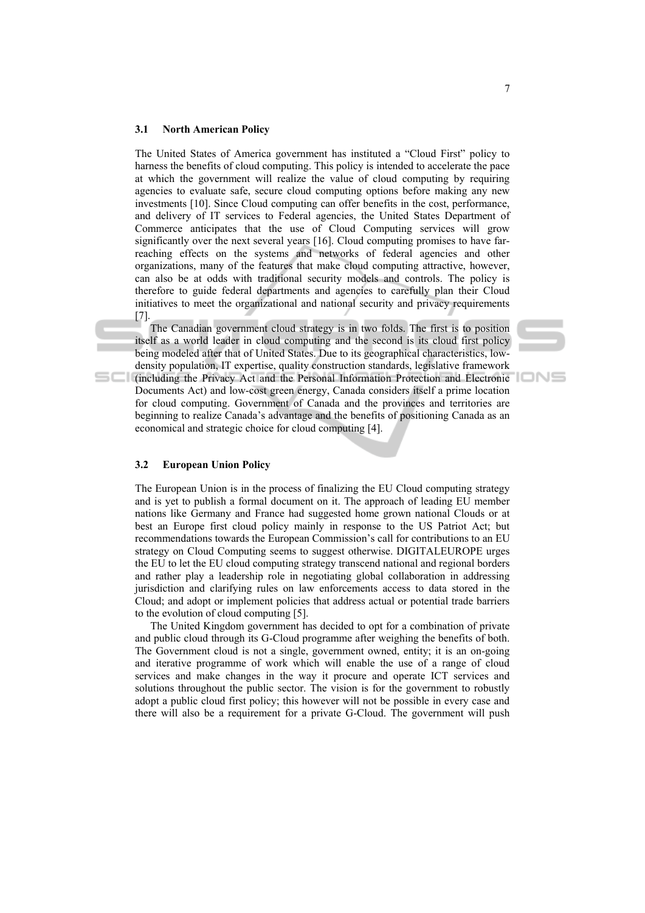### 3.1 North American Policy

The United States of America government has instituted a "Cloud First" policy to harness the benefits of cloud computing. This policy is intended to accelerate the pace at which the government will realize the value of cloud computing by requiring agencies to evaluate safe, secure cloud computing options before making any new investments [10]. Since Cloud computing can offer benefits in the cost, performance, and delivery of IT services to Federal agencies, the United States Department of Commerce anticipates that the use of Cloud Computing services will grow significantly over the next several years [16]. Cloud computing promises to have far-reaching effects on the systems and networks of federal agencies and other organizations, many of the features that make cloud computing attractive, however, can also be at odds with traditional security models and controls. The policy is therefore to guide federal departments and agencies to carefully plan their Cloud initiatives to meet the organizational and national security and privacy requirements [7].

The Canadian government cloud strategy is in two folds. The first is to position itself as a world leader in cloud computing and the second is its cloud first policy being modeled after that of United States. Due to its geographical characteristics, low-density population, IT expertise, quality construction standards, legislative framework (including the Privacy Act and the Personal Information Protection and Electronic Documents Act) and low-cost green energy, Canada considers itself a prime location for cloud computing. Government of Canada and the provinces and territories are beginning to realize Canada's advantage and the benefits of positioning Canada as an economical and strategic choice for cloud computing [4].

### 3.2 European Union Policy

The European Union is in the process of finalizing the EU Cloud computing strategy and is yet to publish a formal document on it. The approach of leading EU member nations like Germany and France had suggested home grown national Clouds or at best an Europe first cloud policy mainly in response to the US Patriot Act; but recommendations towards the European Commission's call for contributions to an EU strategy on Cloud Computing seems to suggest otherwise. DIGITALEUROPE urges the EU to let the EU cloud computing strategy transcend national and regional borders and rather play a leadership role in negotiating global collaboration in addressing jurisdiction and clarifying rules on law enforcements access to data stored in the Cloud; and adopt or implement policies that address actual or potential trade barriers to the evolution of cloud computing [5].

The United Kingdom government has decided to opt for a combination of private and public cloud through its G-Cloud programme after weighing the benefits of both. The Government cloud is not a single, government owned, entity; it is an on-going and iterative programme of work which will enable the use of a range of cloud services and make changes in the way it procure and operate ICT services and solutions throughout the public sector. The vision is for the government to robustly adopt a public cloud first policy; this however will not be possible in every case and there will also be a requirement for a private G-Cloud. The government will push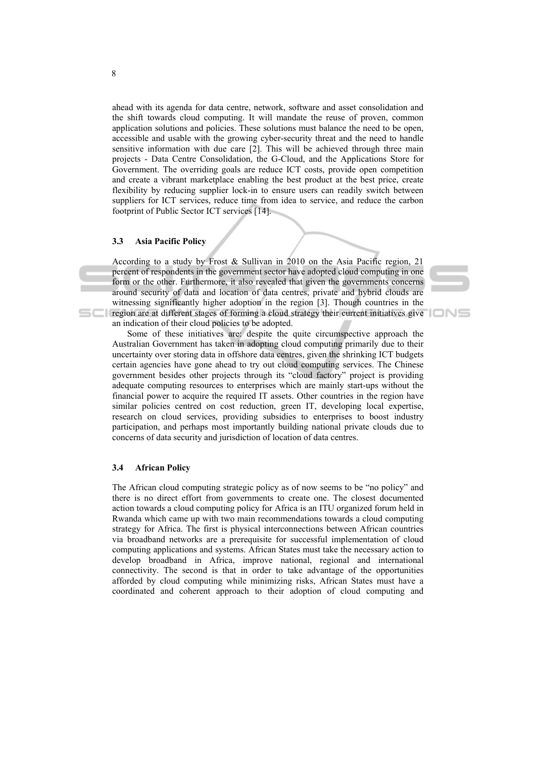ahead with its agenda for data centre, network, software and asset consolidation and the shift towards cloud computing. It will mandate the reuse of proven, common application solutions and policies. These solutions must balance the need to be open, accessible and usable with the growing cyber-security threat and the need to handle sensitive information with due care [2]. This will be achieved through three main projects - Data Centre Consolidation, the G-Cloud, and the Applications Store for Government. The overriding goals are reduce ICT costs, provide open competition and create a vibrant marketplace enabling the best product at the best price, create flexibility by reducing supplier lock-in to ensure users can readily switch between suppliers for ICT services, reduce time from idea to service, and reduce the carbon footprint of Public Sector ICT services [14].

### 3.3 Asia Pacific Policy

According to a study by Frost & Sullivan in 2010 on the Asia Pacific region, 21 percent of respondents in the government sector have adopted cloud computing in one form or the other. Furthermore, it also revealed that given the governments concerns around security of data and location of data centres, private and hybrid clouds are witnessing significantly higher adoption in the region [3]. Though countries in the region are at different stages of forming a cloud strategy their current initiatives give an indication of their cloud policies to be adopted.

Some of these initiatives are: despite the quite circumspective approach the Australian Government has taken in adopting cloud computing primarily due to their uncertainty over storing data in offshore data centres, given the shrinking ICT budgets certain agencies have gone ahead to try out cloud computing services. The Chinese government besides other projects through its "cloud factory" project is providing adequate computing resources to enterprises which are mainly start-ups without the financial power to acquire the required IT assets. Other countries in the region have similar policies centred on cost reduction, green IT, developing local expertise, research on cloud services, providing subsidies to enterprises to boost industry participation, and perhaps most importantly building national private clouds due to concerns of data security and jurisdiction of location of data centres.

### 3.4 African Policy

The African cloud computing strategic policy as of now seems to be "no policy" and there is no direct effort from governments to create one. The closest documented action towards a cloud computing policy for Africa is an ITU organized forum held in Rwanda which came up with two main recommendations towards a cloud computing strategy for Africa. The first is physical interconnections between African countries via broadband networks are a prerequisite for successful implementation of cloud computing applications and systems. African States must take the necessary action to develop broadband in Africa, improve national, regional and international connectivity. The second is that in order to take advantage of the opportunities afforded by cloud computing while minimizing risks, African States must have a coordinated and coherent approach to their adoption of cloud computing and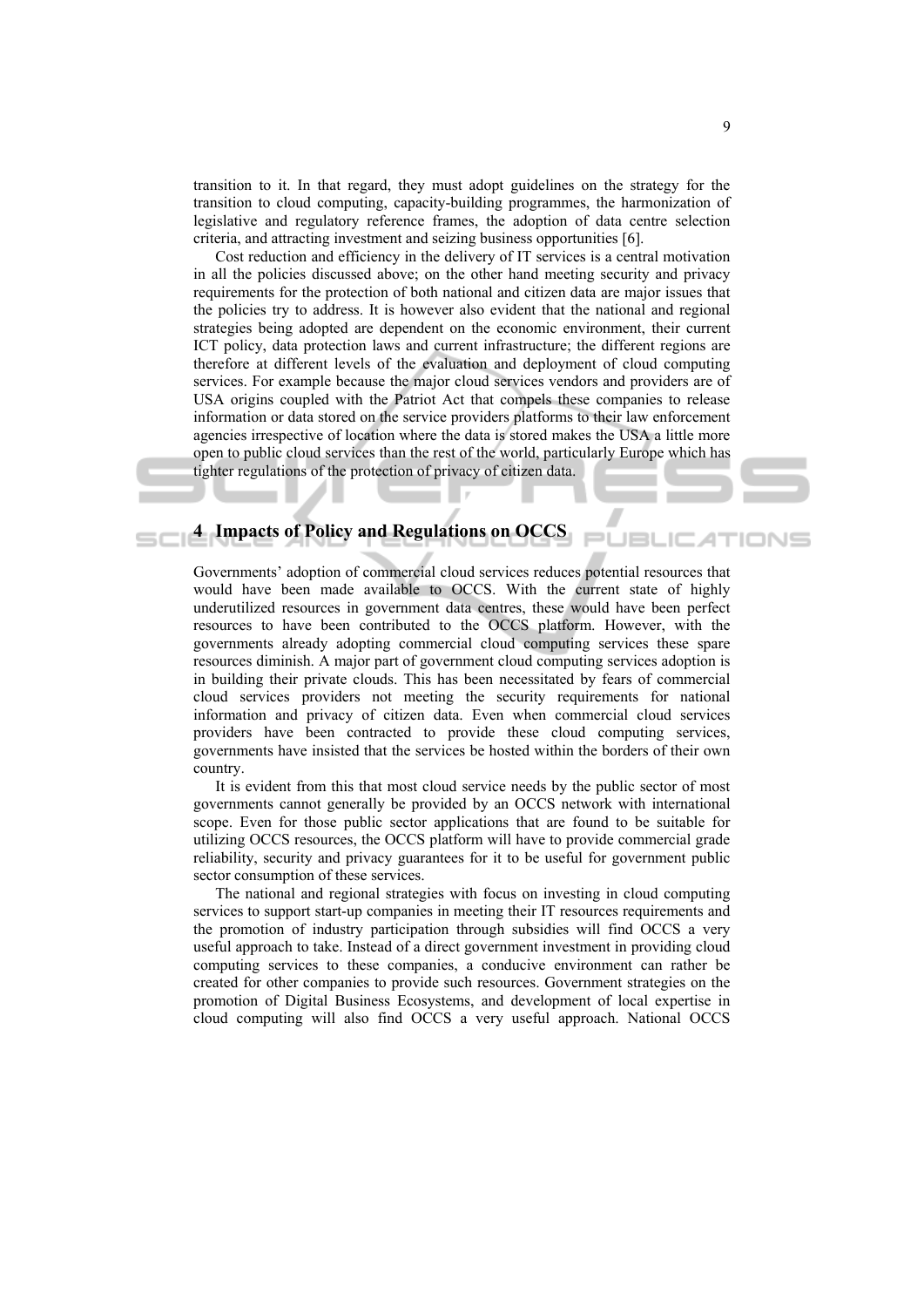transition to it. In that regard, they must adopt guidelines on the strategy for the transition to cloud computing, capacity-building programmes, the harmonization of legislative and regulatory reference frames, the adoption of data centre selection criteria, and attracting investment and seizing business opportunities [6].

Cost reduction and efficiency in the delivery of IT services is a central motivation in all the policies discussed above; on the other hand meeting security and privacy requirements for the protection of both national and citizen data are major issues that the policies try to address. It is however also evident that the national and regional strategies being adopted are dependent on the economic environment, their current ICT policy, data protection laws and current infrastructure; the different regions are therefore at different levels of the evaluation and deployment of cloud computing services. For example because the major cloud services vendors and providers are of USA origins coupled with the Patriot Act that compels these companies to release information or data stored on the service providers platforms to their law enforcement agencies irrespective of location where the data is stored makes the USA a little more open to public cloud services than the rest of the world, particularly Europe which has tighter regulations of the protection of privacy of citizen data.

## 4 Impacts of Policy and Regulations on OCCS

Governments' adoption of commercial cloud services reduces potential resources that would have been made available to OCCS. With the current state of highly underutilized resources in government data centres, these would have been perfect resources to have been contributed to the OCCS platform. However, with the governments already adopting commercial cloud computing services these spare resources diminish. A major part of government cloud computing services adoption is in building their private clouds. This has been necessitated by fears of commercial cloud services providers not meeting the security requirements for national information and privacy of citizen data. Even when commercial cloud services providers have been contracted to provide these cloud computing services, governments have insisted that the services be hosted within the borders of their own country.

It is evident from this that most cloud service needs by the public sector of most governments cannot generally be provided by an OCCS network with international scope. Even for those public sector applications that are found to be suitable for utilizing OCCS resources, the OCCS platform will have to provide commercial grade reliability, security and privacy guarantees for it to be useful for government public sector consumption of these services.

The national and regional strategies with focus on investing in cloud computing services to support start-up companies in meeting their IT resources requirements and the promotion of industry participation through subsidies will find OCCS a very useful approach to take. Instead of a direct government investment in providing cloud computing services to these companies, a conducive environment can rather be created for other companies to provide such resources. Government strategies on the promotion of Digital Business Ecosystems, and development of local expertise in cloud computing will also find OCCS a very useful approach. National OCCS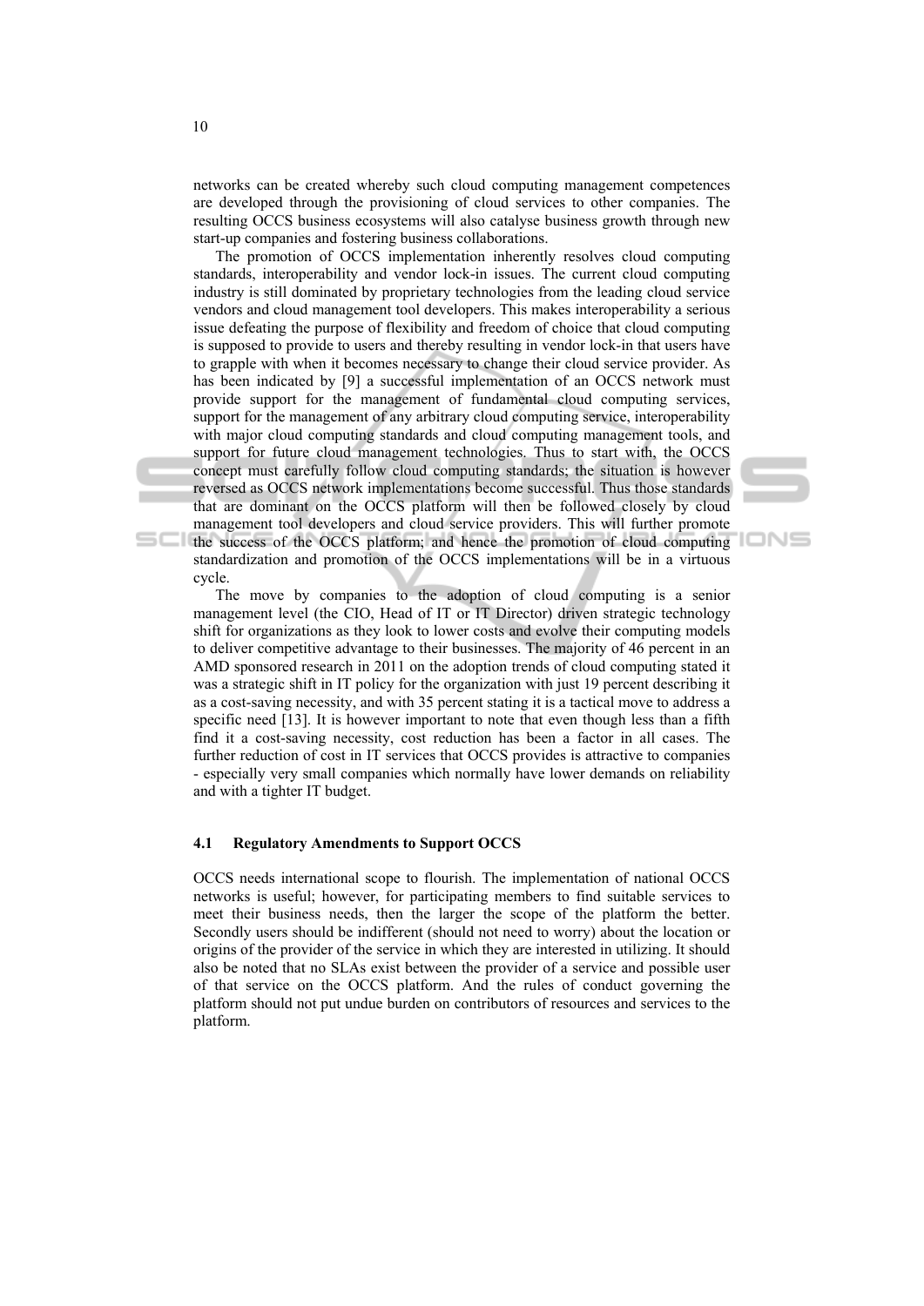networks can be created whereby such cloud computing management competences are developed through the provisioning of cloud services to other companies. The resulting OCCS business ecosystems will also catalyse business growth through new start-up companies and fostering business collaborations.

The promotion of OCCS implementation inherently resolves cloud computing standards, interoperability and vendor lock-in issues. The current cloud computing industry is still dominated by proprietary technologies from the leading cloud service vendors and cloud management tool developers. This makes interoperability a serious issue defeating the purpose of flexibility and freedom of choice that cloud computing is supposed to provide to users and thereby resulting in vendor lock-in that users have to grapple with when it becomes necessary to change their cloud service provider. As has been indicated by [9] a successful implementation of an OCCS network must provide support for the management of fundamental cloud computing services, support for the management of any arbitrary cloud computing service, interoperability with major cloud computing standards and cloud computing management tools, and support for future cloud management technologies. Thus to start with, the OCCS concept must carefully follow cloud computing standards; the situation is however reversed as OCCS network implementations become successful. Thus those standards that are dominant on the OCCS platform will then be followed closely by cloud management tool developers and cloud service providers. This will further promote the success of the OCCS platform; and hence the promotion of cloud computing standardization and promotion of the OCCS implementations will be in a virtuous cycle.

The move by companies to the adoption of cloud computing is a senior management level (the CIO, Head of IT or IT Director) driven strategic technology shift for organizations as they look to lower costs and evolve their computing models to deliver competitive advantage to their businesses. The majority of 46 percent in an AMD sponsored research in 2011 on the adoption trends of cloud computing stated it was a strategic shift in IT policy for the organization with just 19 percent describing it as a cost-saving necessity, and with 35 percent stating it is a tactical move to address a specific need [13]. It is however important to note that even though less than a fifth find it a cost-saving necessity, cost reduction has been a factor in all cases. The further reduction of cost in IT services that OCCS provides is attractive to companies - especially very small companies which normally have lower demands on reliability and with a tighter IT budget.

### 4.1 Regulatory Amendments to Support OCCS

OCCS needs international scope to flourish. The implementation of national OCCS networks is useful; however, for participating members to find suitable services to meet their business needs, then the larger the scope of the platform the better. Secondly users should be indifferent (should not need to worry) about the location or origins of the provider of the service in which they are interested in utilizing. It should also be noted that no SLAs exist between the provider of a service and possible user of that service on the OCCS platform. And the rules of conduct governing the platform should not put undue burden on contributors of resources and services to the platform.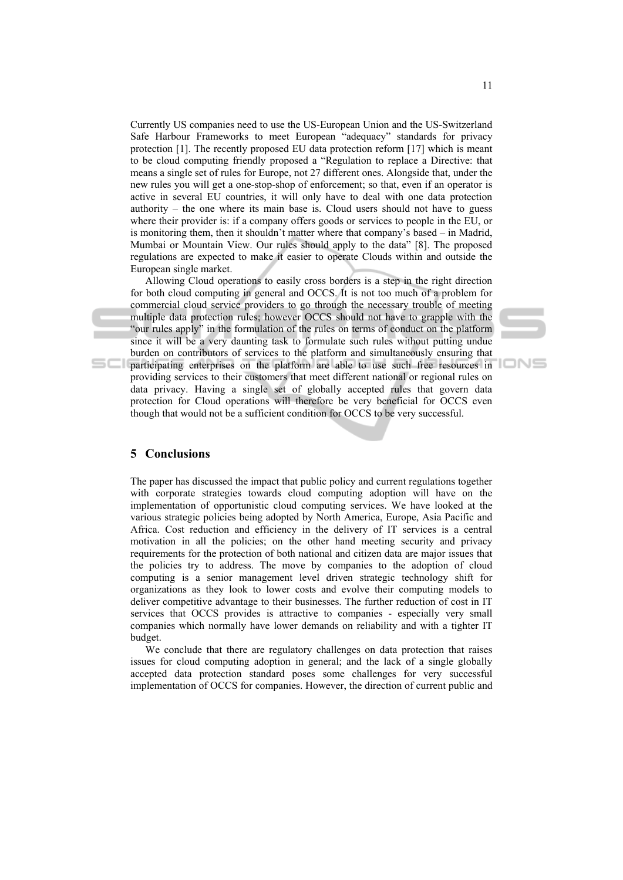Currently US companies need to use the US-European Union and the US-Switzerland Safe Harbour Frameworks to meet European "adequacy" standards for privacy protection [1]. The recently proposed EU data protection reform [17] which is meant to be cloud computing friendly proposed a "Regulation to replace a Directive: that means a single set of rules for Europe, not 27 different ones. Alongside that, under the new rules you will get a one-stop-shop of enforcement; so that, even if an operator is active in several EU countries, it will only have to deal with one data protection authority – the one where its main base is. Cloud users should not have to guess where their provider is: if a company offers goods or services to people in the EU, or is monitoring them, then it shouldn't matter where that company's based – in Madrid, Mumbai or Mountain View. Our rules should apply to the data" [8]. The proposed regulations are expected to make it easier to operate Clouds within and outside the European single market.

Allowing Cloud operations to easily cross borders is a step in the right direction for both cloud computing in general and OCCS. It is not too much of a problem for commercial cloud service providers to go through the necessary trouble of meeting multiple data protection rules; however OCCS should not have to grapple with the "our rules apply" in the formulation of the rules on terms of conduct on the platform since it will be a very daunting task to formulate such rules without putting undue burden on contributors of services to the platform and simultaneously ensuring that participating enterprises on the platform are able to use such free resources in providing services to their customers that meet different national or regional rules on data privacy. Having a single set of globally accepted rules that govern data protection for Cloud operations will therefore be very beneficial for OCCS even though that would not be a sufficient condition for OCCS to be very successful.

## 5 Conclusions

The paper has discussed the impact that public policy and current regulations together with corporate strategies towards cloud computing adoption will have on the implementation of opportunistic cloud computing services. We have looked at the various strategic policies being adopted by North America, Europe, Asia Pacific and Africa. Cost reduction and efficiency in the delivery of IT services is a central motivation in all the policies; on the other hand meeting security and privacy requirements for the protection of both national and citizen data are major issues that the policies try to address. The move by companies to the adoption of cloud computing is a senior management level driven strategic technology shift for organizations as they look to lower costs and evolve their computing models to deliver competitive advantage to their businesses. The further reduction of cost in IT services that OCCS provides is attractive to companies - especially very small companies which normally have lower demands on reliability and with a tighter IT budget.

We conclude that there are regulatory challenges on data protection that raises issues for cloud computing adoption in general; and the lack of a single globally accepted data protection standard poses some challenges for very successful implementation of OCCS for companies. However, the direction of current public and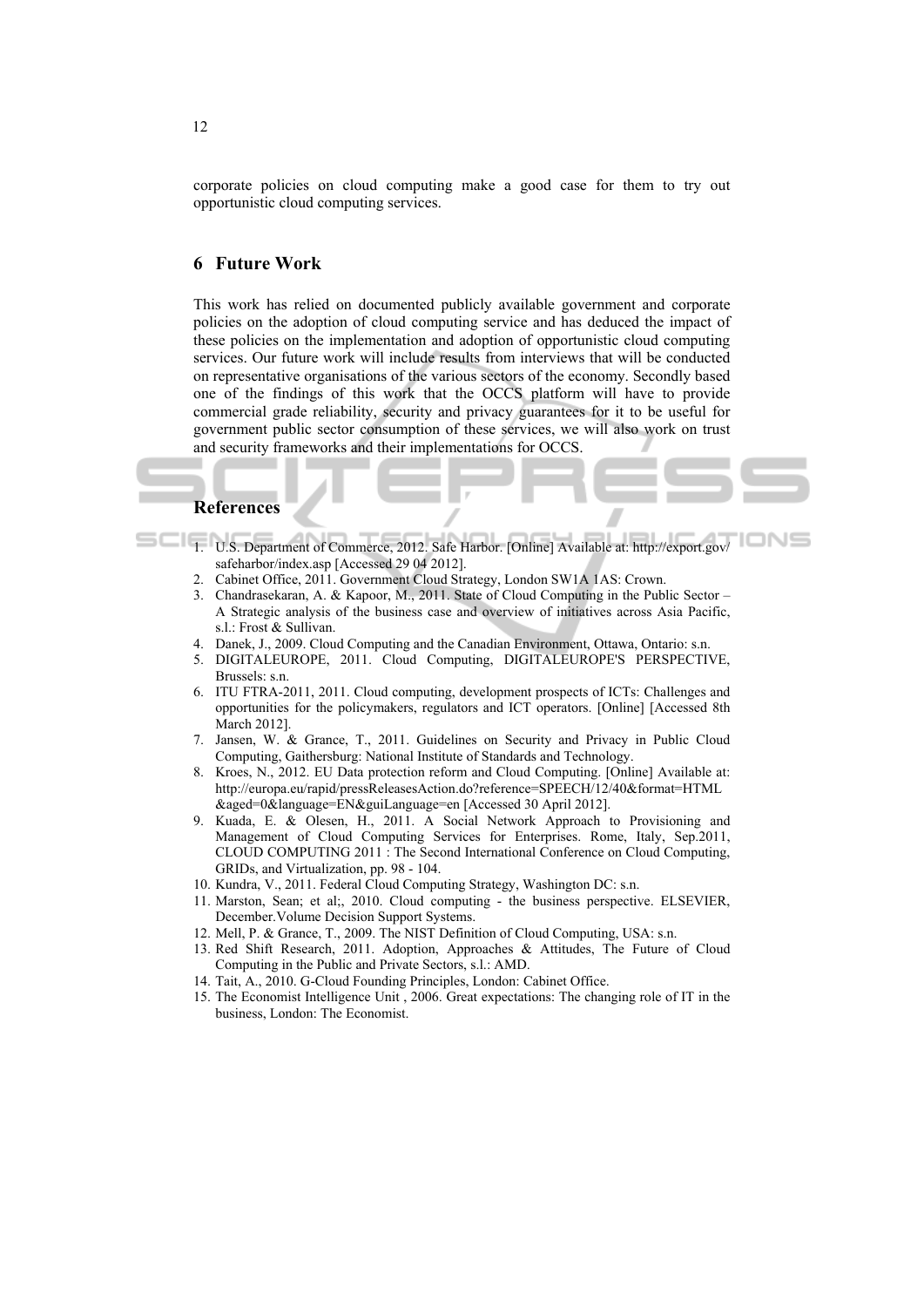corporate policies on cloud computing make a good case for them to try out opportunistic cloud computing services.

## 6 Future Work

This work has relied on documented publicly available government and corporate policies on the adoption of cloud computing service and has deduced the impact of these policies on the implementation and adoption of opportunistic cloud computing services. Our future work will include results from interviews that will be conducted on representative organisations of the various sectors of the economy. Secondly based one of the findings of this work that the OCCS platform will have to provide commercial grade reliability, security and privacy guarantees for it to be useful for government public sector consumption of these services, we will also work on trust and security frameworks and their implementations for OCCS.

## References

1. U.S. Department of Commerce, 2012. Safe Harbor. [Online] Available at: http://export.gov/safeharbor/index.asp [Accessed 29 04 2012].
2. Cabinet Office, 2011. Government Cloud Strategy, London SW1A 1AS: Crown.
3. Chandrasekaran, A. & Kapoor, M., 2011. State of Cloud Computing in the Public Sector – A Strategic analysis of the business case and overview of initiatives across Asia Pacific, s.l.: Frost & Sullivan.
4. Danek, J., 2009. Cloud Computing and the Canadian Environment, Ottawa, Ontario: s.n.
5. DIGITALEUROPE, 2011. Cloud Computing, DIGITALEUROPE'S PERSPECTIVE, Brussels: s.n.
6. ITU FTRA-2011, 2011. Cloud computing, development prospects of ICTs: Challenges and opportunities for the policymakers, regulators and ICT operators. [Online] [Accessed 8th March 2012].
7. Jansen, W. & Grance, T., 2011. Guidelines on Security and Privacy in Public Cloud Computing, Gaithersburg: National Institute of Standards and Technology.
8. Kroes, N., 2012. EU Data protection reform and Cloud Computing. [Online] Available at: http://europa.eu/rapid/pressReleasesAction.do?reference=SPEECH/12/40&format=HTML &aged=0&language=EN&guiLanguage=en [Accessed 30 April 2012].
9. Kuada, E. & Olesen, H., 2011. A Social Network Approach to Provisioning and Management of Cloud Computing Services for Enterprises. Rome, Italy, Sep.2011, CLOUD COMPUTING 2011 : The Second International Conference on Cloud Computing, GRIDs, and Virtualization, pp. 98 - 104.
10. Kundra, V., 2011. Federal Cloud Computing Strategy, Washington DC: s.n.
11. Marston, Sean; et al;, 2010. Cloud computing - the business perspective. ELSEVIER, December.Volume Decision Support Systems.
12. Mell, P. & Grance, T., 2009. The NIST Definition of Cloud Computing, USA: s.n.
13. Red Shift Research, 2011. Adoption, Approaches & Attitudes, The Future of Cloud Computing in the Public and Private Sectors, s.l.: AMD.
14. Tait, A., 2010. G-Cloud Founding Principles, London: Cabinet Office.
15. The Economist Intelligence Unit , 2006. Great expectations: The changing role of IT in the business, London: The Economist.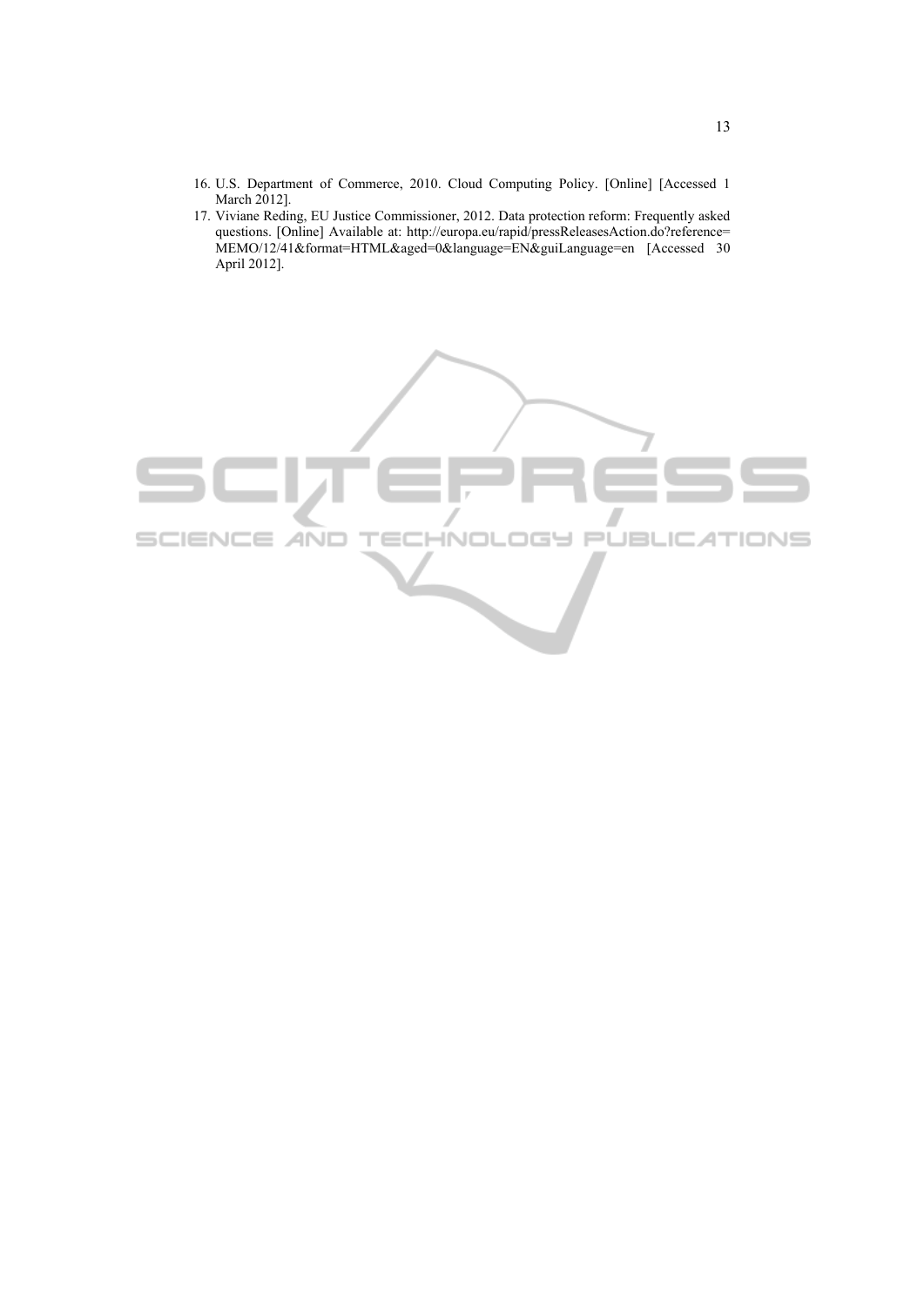16. U.S. Department of Commerce, 2010. Cloud Computing Policy. [Online] [Accessed 1 March 2012].
17. Viviane Reding, EU Justice Commissioner, 2012. Data protection reform: Frequently asked questions. [Online] Available at: http://europa.eu/rapid/pressReleasesAction.do?reference=MEMO/12/41&format=HTML&aged=0&language=EN&guiLanguage=en [Accessed 30 April 2012].